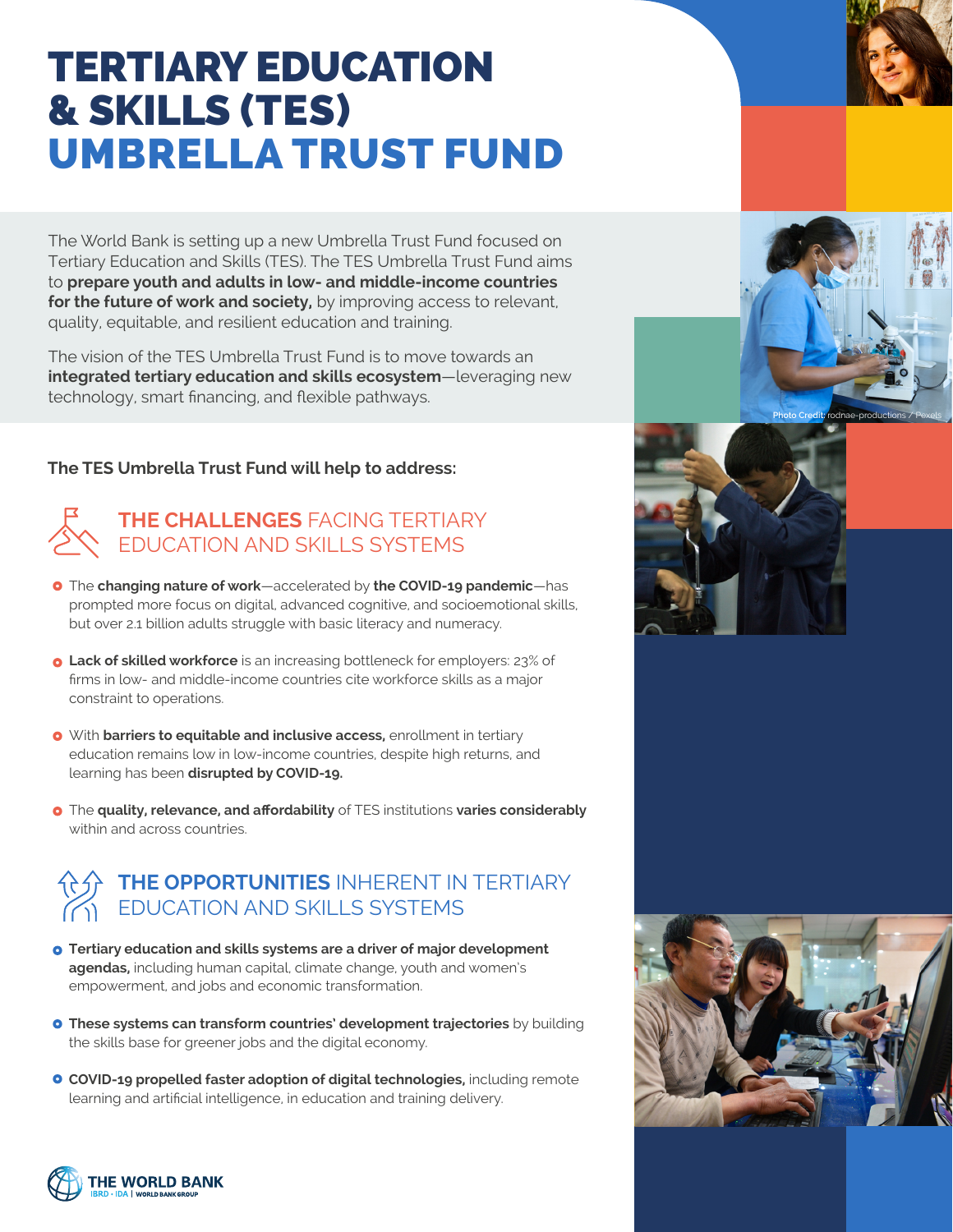# TERTIARY EDUCATION & SKILLS (TES) UMBRELLA TRUST FUND

The World Bank is setting up a new Umbrella Trust Fund focused on Tertiary Education and Skills (TES). The TES Umbrella Trust Fund aims to **prepare youth and adults in low- and middle-income countries for the future of work and society,** by improving access to relevant, quality, equitable, and resilient education and training.

The vision of the TES Umbrella Trust Fund is to move towards an **integrated tertiary education and skills ecosystem**—leveraging new technology, smart financing, and flexible pathways.

Photo Credit: rodnae-productions / Pexels

**The TES Umbrella Trust Fund will help to address:**

## THE CHALLENGES FACING TERTIARY EDUCATION AND SKILLS SYSTEMS

- The **changing nature of work**—accelerated by **the COVID-19 pandemic**—has prompted more focus on digital, advanced cognitive, and socioemotional skills, but over 2.1 billion adults struggle with basic literacy and numeracy.
- **Lack of skilled workforce** is an increasing bottleneck for employers: 23% of firms in low- and middle-income countries cite workforce skills as a major constraint to operations.
- With **barriers to equitable and inclusive access,** enrollment in tertiary education remains low in low-income countries, despite high returns, and learning has been **disrupted by COVID-19.**
- The **quality, relevance, and affordability** of TES institutions **varies considerably** within and across countries.

## THE OPPORTUNITIES INHERENT IN TERTIARY EDUCATION AND SKILLS SYSTEMS

- **Tertiary education and skills systems are a driver of major development agendas,** including human capital, climate change, youth and women's empowerment, and jobs and economic transformation.
- **These systems can transform countries' development trajectories** by building the skills base for greener jobs and the digital economy.
- **COVID-19 propelled faster adoption of digital technologies,** including remote learning and artificial intelligence, in education and training delivery.

THE WORLD BANK
IBRD • IDA | WORLD BANK GROUP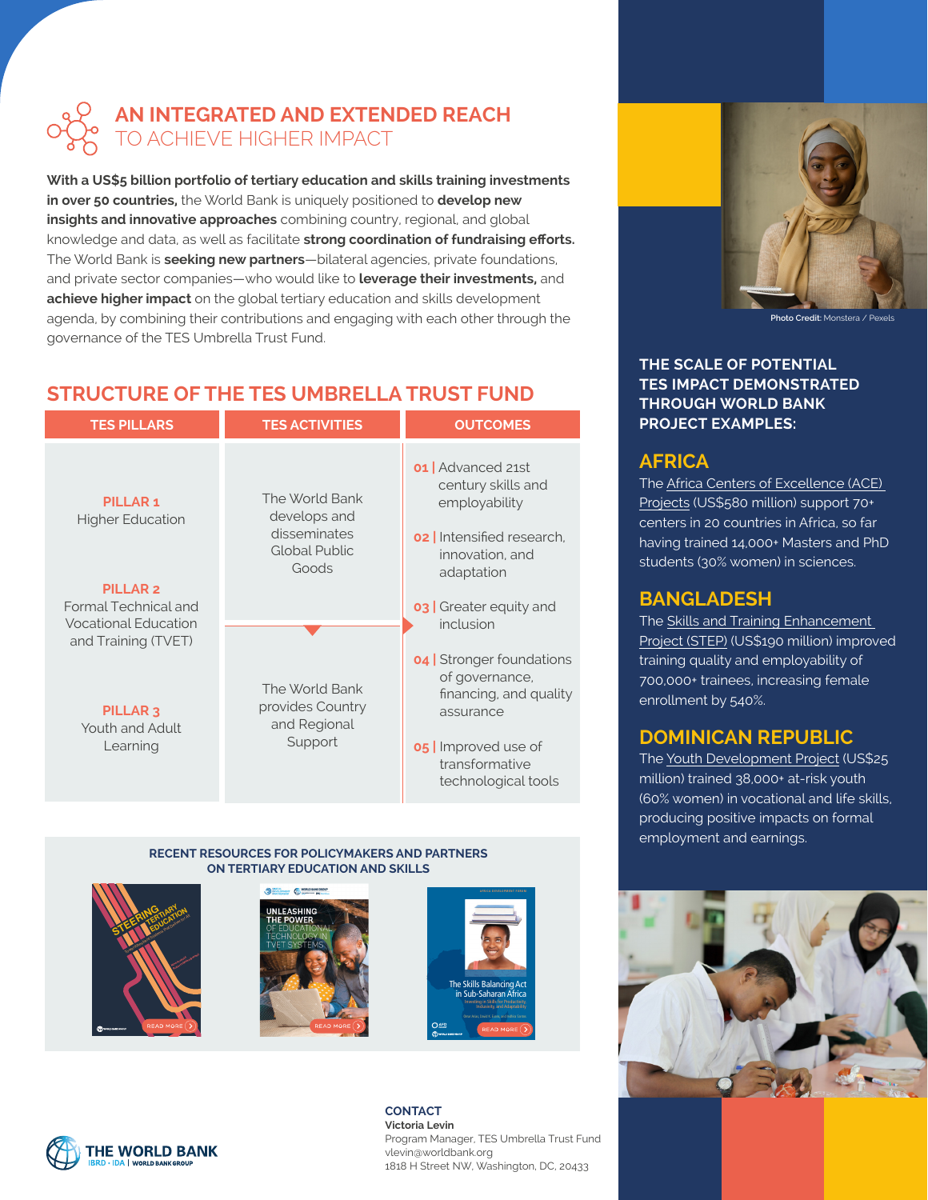## AN INTEGRATED AND EXTENDED REACH TO ACHIEVE HIGHER IMPACT

**With a US$5 billion portfolio of tertiary education and skills training investments in over 50 countries,** the World Bank is uniquely positioned to **develop new insights and innovative approaches** combining country, regional, and global knowledge and data, as well as facilitate **strong coordination of fundraising efforts.** The World Bank is **seeking new partners**—bilateral agencies, private foundations, and private sector companies—who would like to **leverage their investments,** and **achieve higher impact** on the global tertiary education and skills development agenda, by combining their contributions and engaging with each other through the governance of the TES Umbrella Trust Fund.

## STRUCTURE OF THE TES UMBRELLA TRUST FUND

| TES PILLARS | TES ACTIVITIES | OUTCOMES |
|---|---|---|
| **PILLAR 1** Higher Education<br>**PILLAR 2** Formal Technical and Vocational Education and Training (TVET)<br>**PILLAR 3** Youth and Adult Learning | The World Bank develops and disseminates Global Public Goods<br>The World Bank provides Country and Regional Support | **01** \| Advanced 21st century skills and employability<br>**02** \| Intensified research, innovation, and adaptation<br>**03** \| Greater equity and inclusion<br>**04** \| Stronger foundations of governance, financing, and quality assurance<br>**05** \| Improved use of transformative technological tools |

**RECENT RESOURCES FOR POLICYMAKERS AND PARTNERS ON TERTIARY EDUCATION AND SKILLS**

STEERING TERTIARY EDUCATION — READ MORE

UNLEASHING THE POWER OF EDUCATIONAL TECHNOLOGY IN TVET SYSTEMS — READ MORE

The Skills Balancing Act in Sub-Saharan Africa — READ MORE

Photo Credit: Monstera / Pexels

### THE SCALE OF POTENTIAL TES IMPACT DEMONSTRATED THROUGH WORLD BANK PROJECT EXAMPLES:

### AFRICA

The Africa Centers of Excellence (ACE) Projects (US$580 million) support 70+ centers in 20 countries in Africa, so far having trained 14,000+ Masters and PhD students (30% women) in sciences.

### BANGLADESH

The Skills and Training Enhancement Project (STEP) (US$190 million) improved training quality and employability of 700,000+ trainees, increasing female enrollment by 540%.

### DOMINICAN REPUBLIC

The Youth Development Project (US$25 million) trained 38,000+ at-risk youth (60% women) in vocational and life skills, producing positive impacts on formal employment and earnings.

THE WORLD BANK
IBRD • IDA | WORLD BANK GROUP

**CONTACT**
**Victoria Levin**
Program Manager, TES Umbrella Trust Fund
vlevin@worldbank.org
1818 H Street NW, Washington, DC, 20433